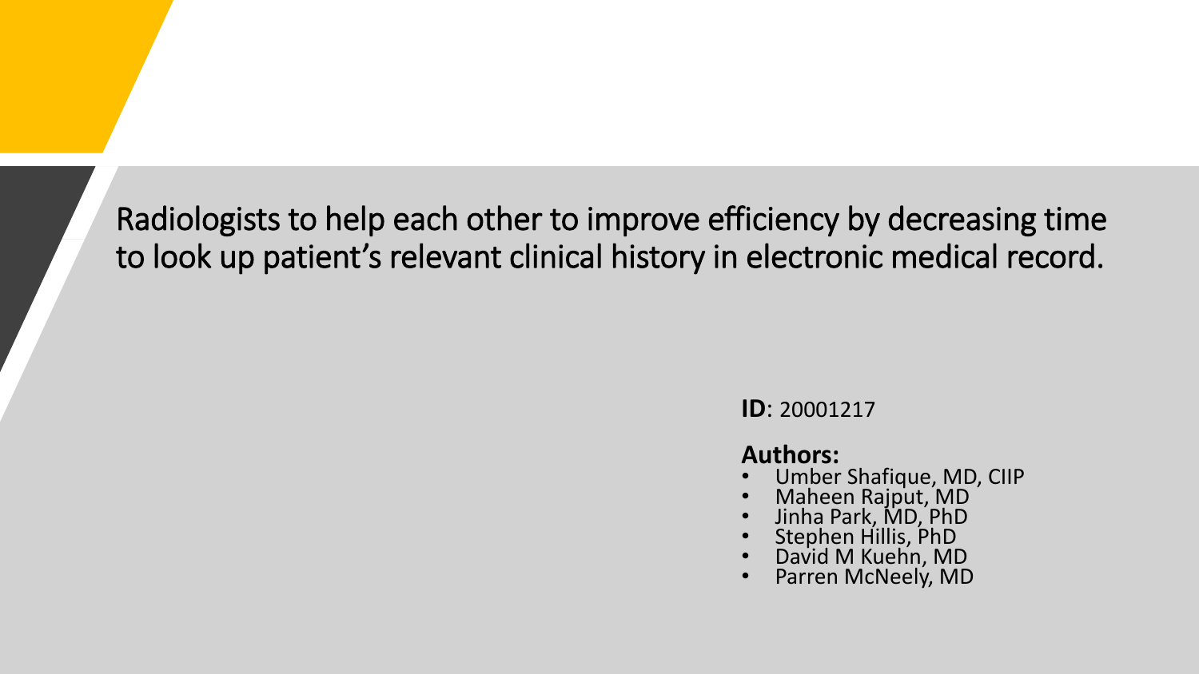# Radiologists to help each other to improve efficiency by decreasing time to look up patient's relevant clinical history in electronic medical record.

**ID**: 20001217

**Authors:**

- Umber Shafique, MD, CIIP
- Maheen Rajput, MD
- Jinha Park, MD, PhD
- Stephen Hillis, PhD
- David M Kuehn, MD
- Parren McNeely, MD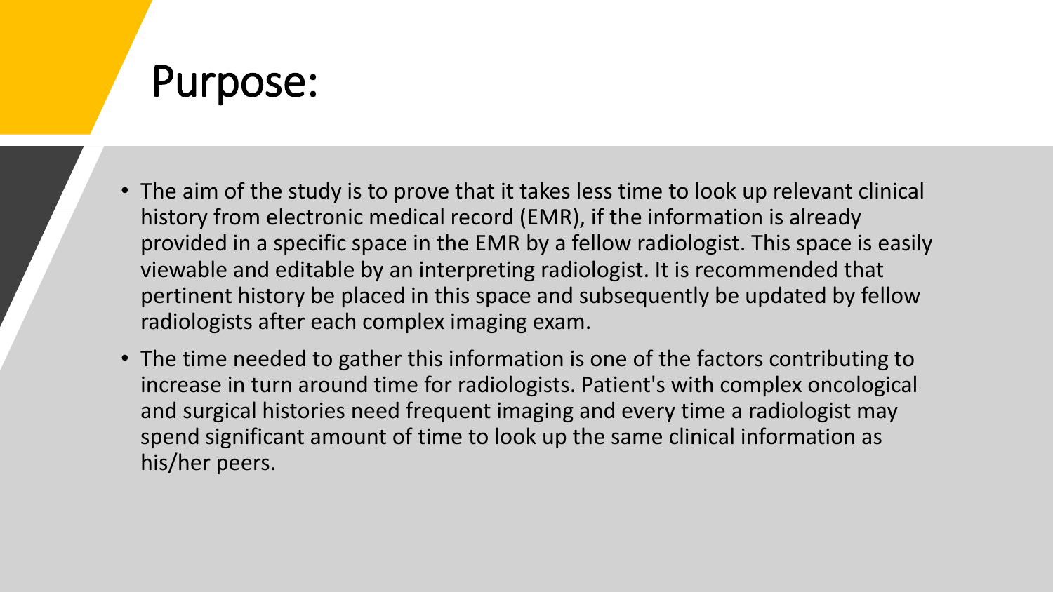# Purpose:

- The aim of the study is to prove that it takes less time to look up relevant clinical history from electronic medical record (EMR), if the information is already provided in a specific space in the EMR by a fellow radiologist. This space is easily viewable and editable by an interpreting radiologist. It is recommended that pertinent history be placed in this space and subsequently be updated by fellow radiologists after each complex imaging exam.
- The time needed to gather this information is one of the factors contributing to increase in turn around time for radiologists. Patient's with complex oncological and surgical histories need frequent imaging and every time a radiologist may spend significant amount of time to look up the same clinical information as his/her peers.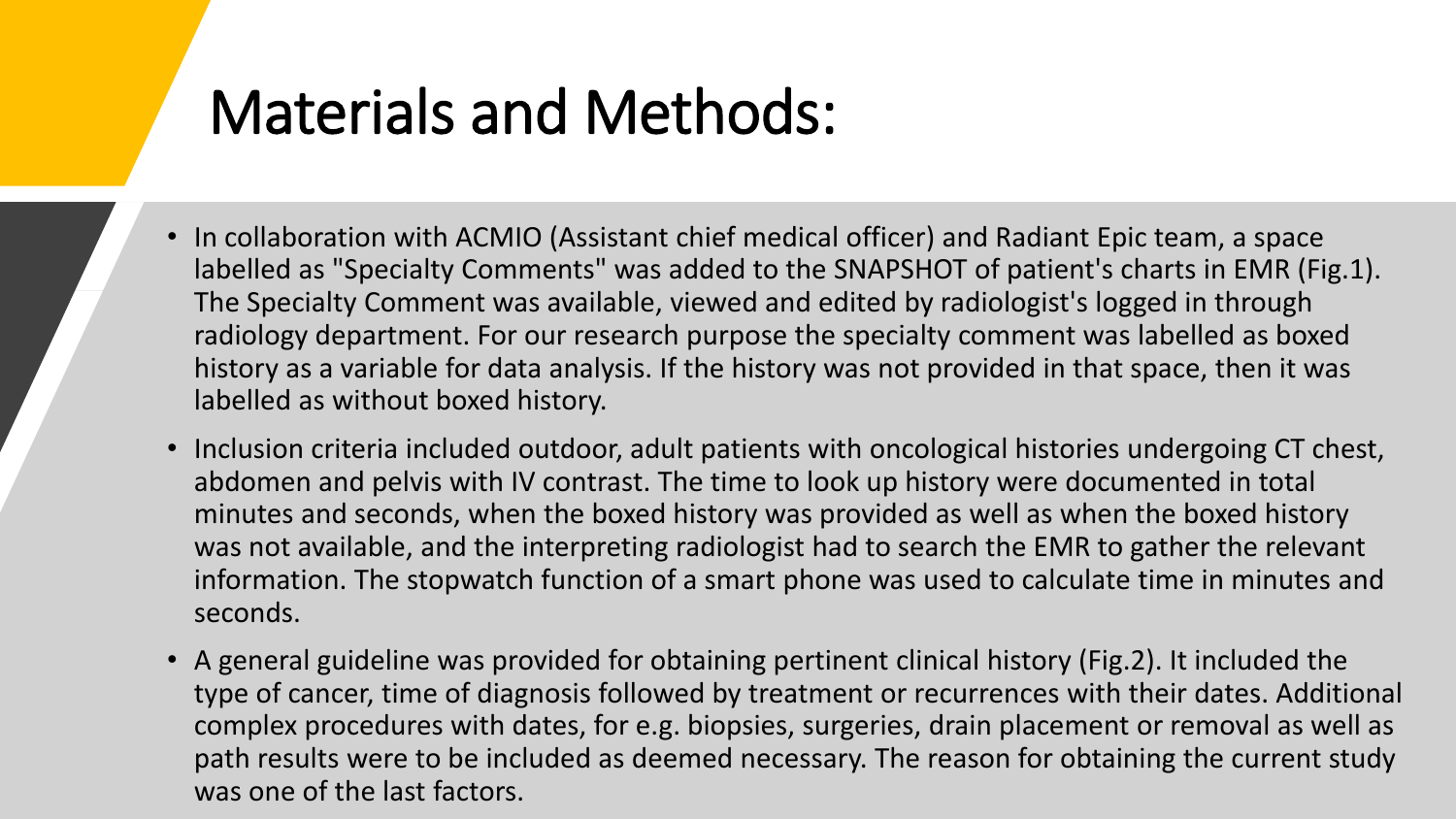# Materials and Methods:

- In collaboration with ACMIO (Assistant chief medical officer) and Radiant Epic team, a space labelled as "Specialty Comments" was added to the SNAPSHOT of patient's charts in EMR (Fig.1). The Specialty Comment was available, viewed and edited by radiologist's logged in through radiology department. For our research purpose the specialty comment was labelled as boxed history as a variable for data analysis. If the history was not provided in that space, then it was labelled as without boxed history.
- Inclusion criteria included outdoor, adult patients with oncological histories undergoing CT chest, abdomen and pelvis with IV contrast. The time to look up history were documented in total minutes and seconds, when the boxed history was provided as well as when the boxed history was not available, and the interpreting radiologist had to search the EMR to gather the relevant information. The stopwatch function of a smart phone was used to calculate time in minutes and seconds.
- A general guideline was provided for obtaining pertinent clinical history (Fig.2). It included the type of cancer, time of diagnosis followed by treatment or recurrences with their dates. Additional complex procedures with dates, for e.g. biopsies, surgeries, drain placement or removal as well as path results were to be included as deemed necessary. The reason for obtaining the current study was one of the last factors.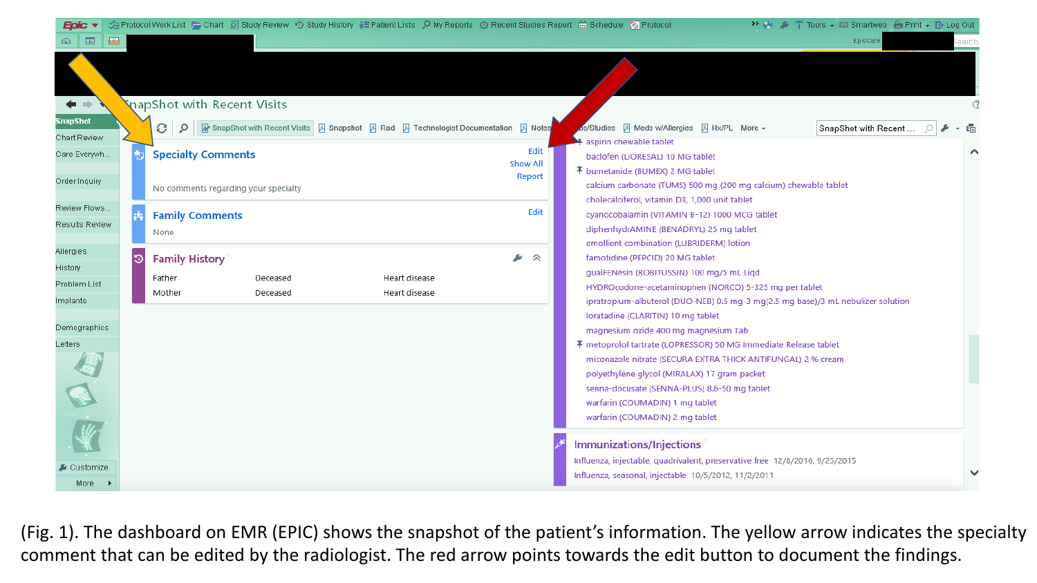(Fig. 1). The dashboard on EMR (EPIC) shows the snapshot of the patient's information. The yellow arrow indicates the specialty comment that can be edited by the radiologist. The red arrow points towards the edit button to document the findings.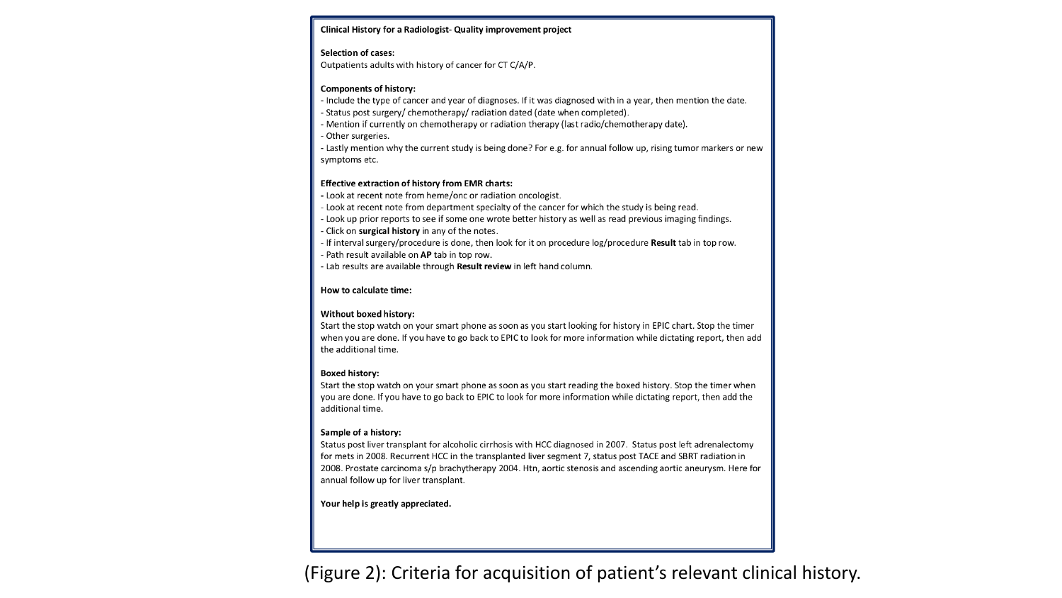**Clinical History for a Radiologist- Quality improvement project**

**Selection of cases:**

Outpatients adults with history of cancer for CT C/A/P.

**Components of history:**

- Include the type of cancer and year of diagnoses. If it was diagnosed with in a year, then mention the date.
- Status post surgery/ chemotherapy/ radiation dated (date when completed).
- Mention if currently on chemotherapy or radiation therapy (last radio/chemotherapy date).
- Other surgeries.
- Lastly mention why the current study is being done? For e.g. for annual follow up, rising tumor markers or new symptoms etc.

**Effective extraction of history from EMR charts:**

- Look at recent note from heme/onc or radiation oncologist.
- Look at recent note from department specialty of the cancer for which the study is being read.
- Look up prior reports to see if some one wrote better history as well as read previous imaging findings.
- Click on **surgical history** in any of the notes.
- If interval surgery/procedure is done, then look for it on procedure log/procedure **Result** tab in top row.
- Path result available on **AP** tab in top row.
- Lab results are available through **Result review** in left hand column.

**How to calculate time:**

**Without boxed history:**

Start the stop watch on your smart phone as soon as you start looking for history in EPIC chart. Stop the timer when you are done. If you have to go back to EPIC to look for more information while dictating report, then add the additional time.

**Boxed history:**

Start the stop watch on your smart phone as soon as you start reading the boxed history. Stop the timer when you are done. If you have to go back to EPIC to look for more information while dictating report, then add the additional time.

**Sample of a history:**

Status post liver transplant for alcoholic cirrhosis with HCC diagnosed in 2007. Status post left adrenalectomy for mets in 2008. Recurrent HCC in the transplanted liver segment 7, status post TACE and SBRT radiation in 2008. Prostate carcinoma s/p brachytherapy 2004. Htn, aortic stenosis and ascending aortic aneurysm. Here for annual follow up for liver transplant.

**Your help is greatly appreciated.**

(Figure 2): Criteria for acquisition of patient's relevant clinical history.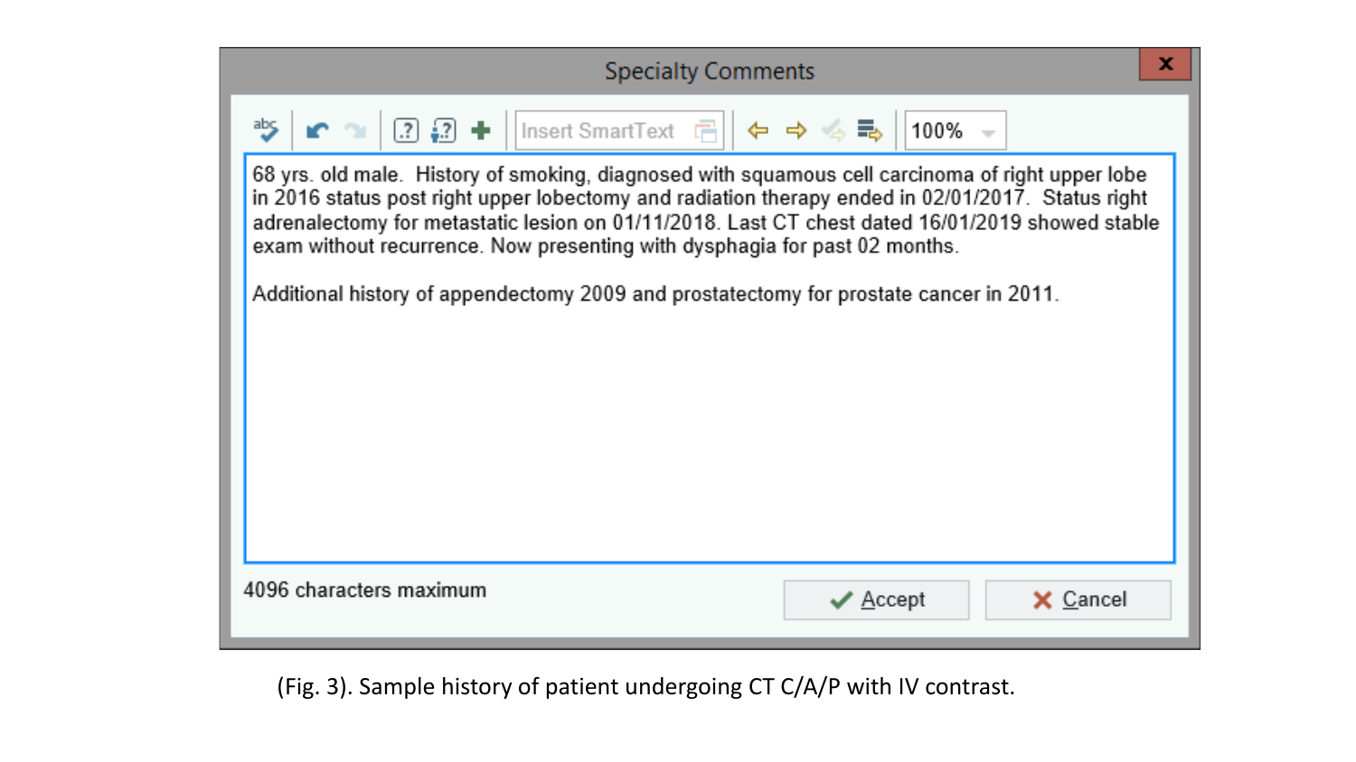Specialty Comments

4096 characters maximum

68 yrs. old male. History of smoking, diagnosed with squamous cell carcinoma of right upper lobe in 2016 status post right upper lobectomy and radiation therapy ended in 02/01/2017. Status right adrenalectomy for metastatic lesion on 01/11/2018. Last CT chest dated 16/01/2019 showed stable exam without recurrence. Now presenting with dysphagia for past 02 months.

Additional history of appendectomy 2009 and prostatectomy for prostate cancer in 2011.

(Fig. 3). Sample history of patient undergoing CT C/A/P with IV contrast.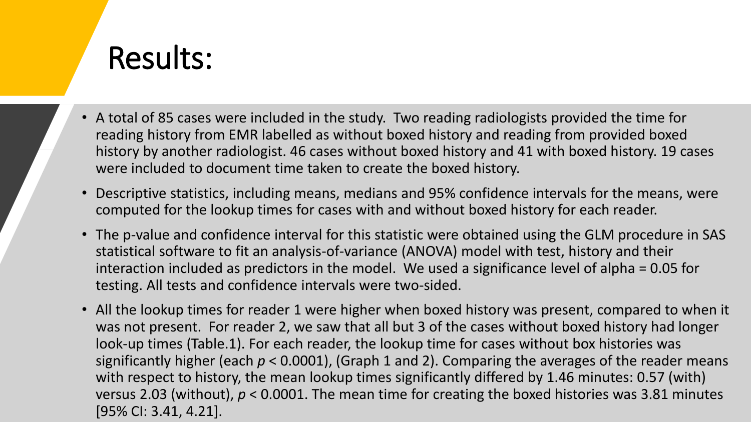# Results:

- A total of 85 cases were included in the study. Two reading radiologists provided the time for reading history from EMR labelled as without boxed history and reading from provided boxed history by another radiologist. 46 cases without boxed history and 41 with boxed history. 19 cases were included to document time taken to create the boxed history.
- Descriptive statistics, including means, medians and 95% confidence intervals for the means, were computed for the lookup times for cases with and without boxed history for each reader.
- The p-value and confidence interval for this statistic were obtained using the GLM procedure in SAS statistical software to fit an analysis-of-variance (ANOVA) model with test, history and their interaction included as predictors in the model. We used a significance level of alpha = 0.05 for testing. All tests and confidence intervals were two-sided.
- All the lookup times for reader 1 were higher when boxed history was present, compared to when it was not present. For reader 2, we saw that all but 3 of the cases without boxed history had longer look-up times (Table.1). For each reader, the lookup time for cases without box histories was significantly higher (each $p < 0.0001$), (Graph 1 and 2). Comparing the averages of the reader means with respect to history, the mean lookup times significantly differed by 1.46 minutes: 0.57 (with) versus 2.03 (without), $p < 0.0001$. The mean time for creating the boxed histories was 3.81 minutes [95% CI: 3.41, 4.21].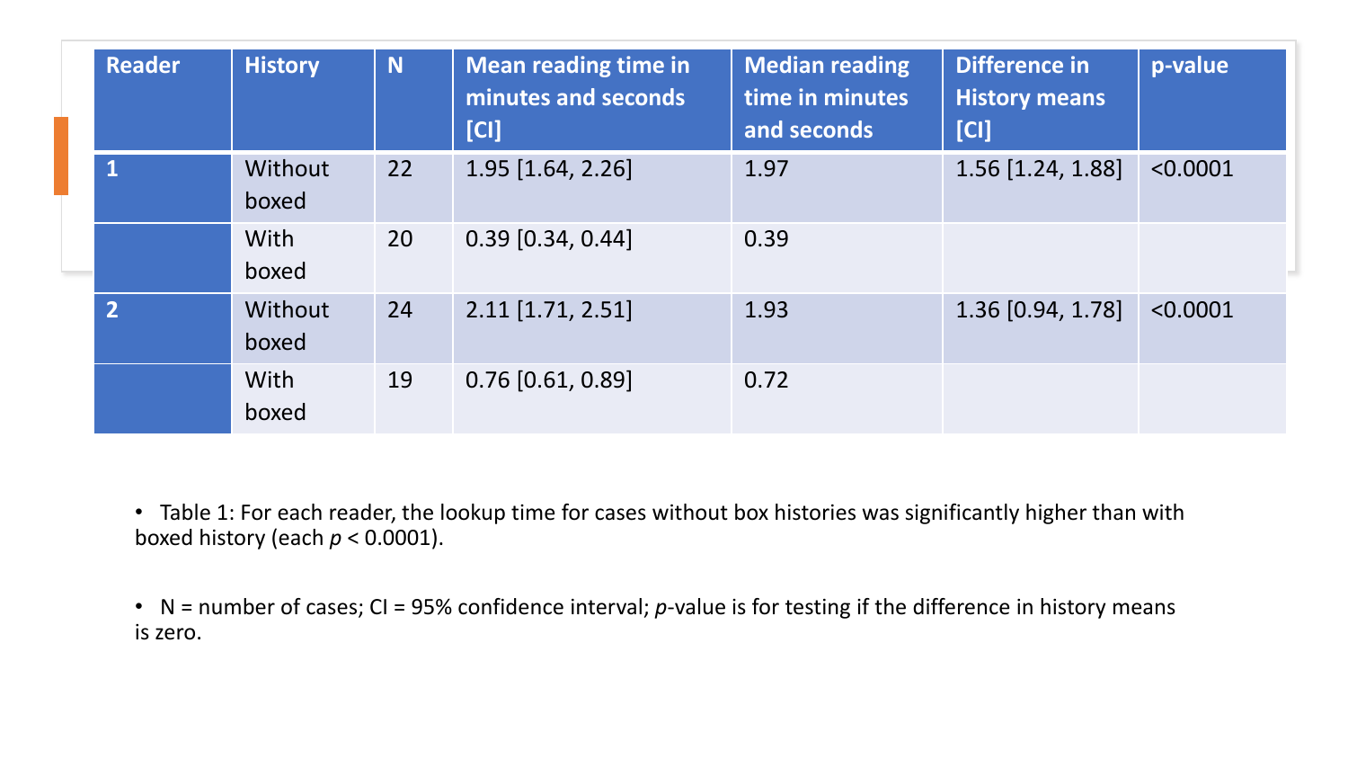| Reader | History | N | Mean reading time in minutes and seconds [CI] | Median reading time in minutes and seconds | Difference in History means [CI] | p-value |
|---|---|---|---|---|---|---|
| 1 | Without boxed | 22 | 1.95 [1.64, 2.26] | 1.97 | 1.56 [1.24, 1.88] | <0.0001 |
| | With boxed | 20 | 0.39 [0.34, 0.44] | 0.39 | | |
| 2 | Without boxed | 24 | 2.11 [1.71, 2.51] | 1.93 | 1.36 [0.94, 1.78] | <0.0001 |
| | With boxed | 19 | 0.76 [0.61, 0.89] | 0.72 | | |

- Table 1: For each reader, the lookup time for cases without box histories was significantly higher than with boxed history (each $p < 0.0001$).

- N = number of cases; CI = 95% confidence interval; *p*-value is for testing if the difference in history means is zero.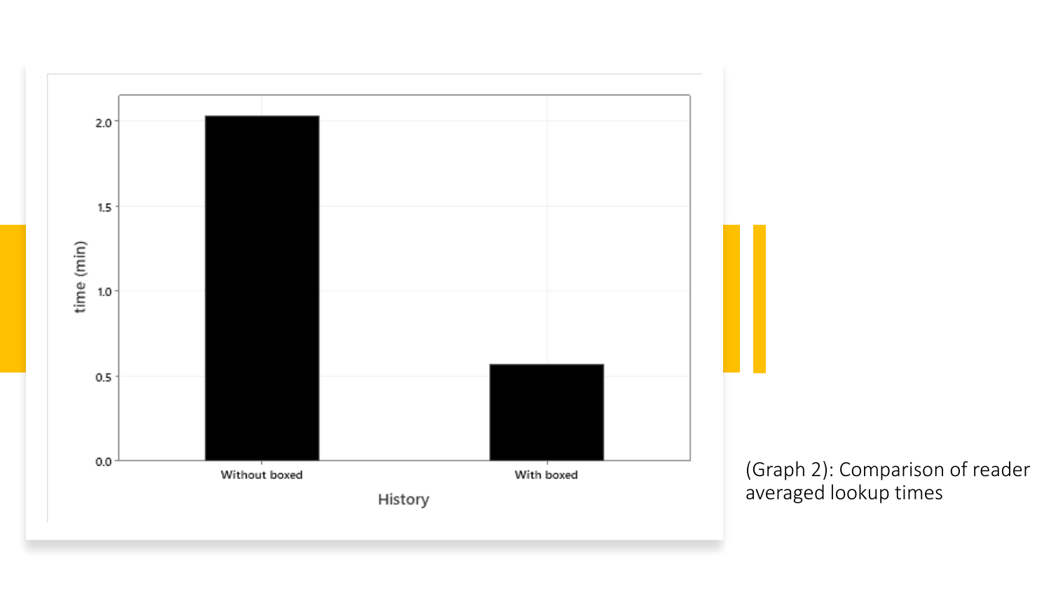(Graph 2): Comparison of reader averaged lookup times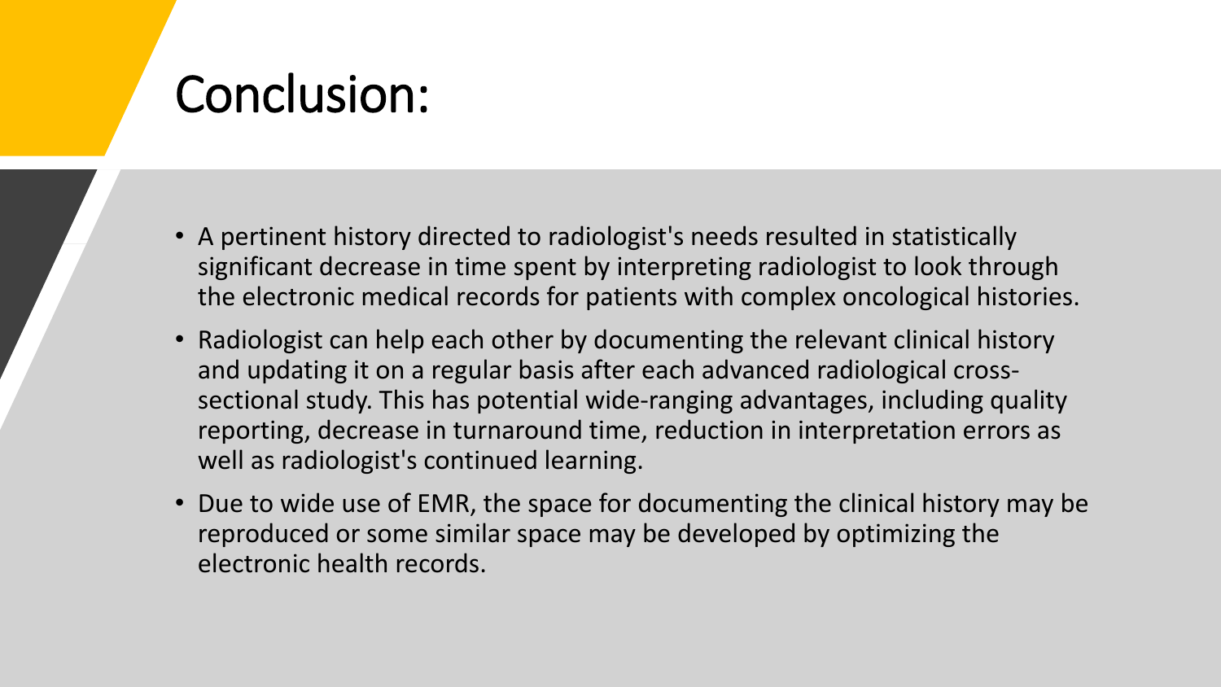# Conclusion:

- A pertinent history directed to radiologist's needs resulted in statistically significant decrease in time spent by interpreting radiologist to look through the electronic medical records for patients with complex oncological histories.
- Radiologist can help each other by documenting the relevant clinical history and updating it on a regular basis after each advanced radiological cross-sectional study. This has potential wide-ranging advantages, including quality reporting, decrease in turnaround time, reduction in interpretation errors as well as radiologist's continued learning.
- Due to wide use of EMR, the space for documenting the clinical history may be reproduced or some similar space may be developed by optimizing the electronic health records.